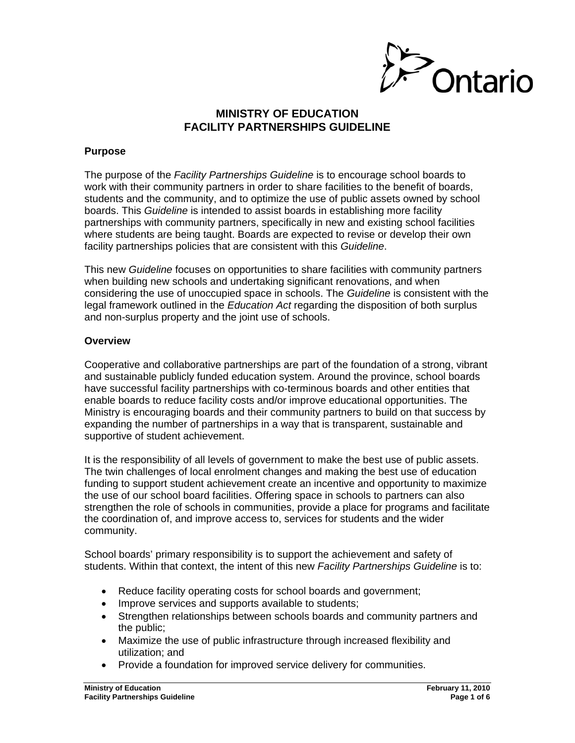# MINISTRY OF EDUCATION
# FACILITY PARTNERSHIPS GUIDELINE

## Purpose

The purpose of the *Facility Partnerships Guideline* is to encourage school boards to work with their community partners in order to share facilities to the benefit of boards, students and the community, and to optimize the use of public assets owned by school boards. This *Guideline* is intended to assist boards in establishing more facility partnerships with community partners, specifically in new and existing school facilities where students are being taught. Boards are expected to revise or develop their own facility partnerships policies that are consistent with this *Guideline*.

This new *Guideline* focuses on opportunities to share facilities with community partners when building new schools and undertaking significant renovations, and when considering the use of unoccupied space in schools. The *Guideline* is consistent with the legal framework outlined in the *Education Act* regarding the disposition of both surplus and non-surplus property and the joint use of schools.

## Overview

Cooperative and collaborative partnerships are part of the foundation of a strong, vibrant and sustainable publicly funded education system. Around the province, school boards have successful facility partnerships with co-terminous boards and other entities that enable boards to reduce facility costs and/or improve educational opportunities. The Ministry is encouraging boards and their community partners to build on that success by expanding the number of partnerships in a way that is transparent, sustainable and supportive of student achievement.

It is the responsibility of all levels of government to make the best use of public assets. The twin challenges of local enrolment changes and making the best use of education funding to support student achievement create an incentive and opportunity to maximize the use of our school board facilities. Offering space in schools to partners can also strengthen the role of schools in communities, provide a place for programs and facilitate the coordination of, and improve access to, services for students and the wider community.

School boards' primary responsibility is to support the achievement and safety of students. Within that context, the intent of this new *Facility Partnerships Guideline* is to:

- Reduce facility operating costs for school boards and government;
- Improve services and supports available to students;
- Strengthen relationships between schools boards and community partners and the public;
- Maximize the use of public infrastructure through increased flexibility and utilization; and
- Provide a foundation for improved service delivery for communities.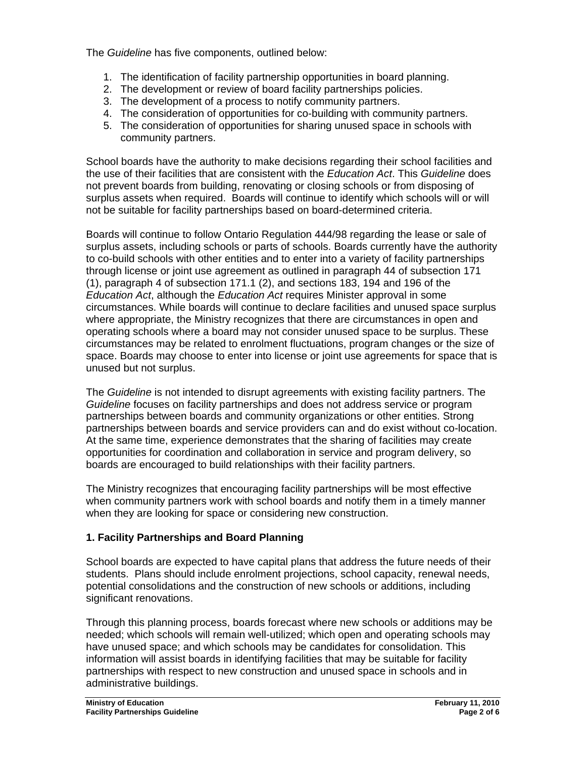The *Guideline* has five components, outlined below:

1. The identification of facility partnership opportunities in board planning.
2. The development or review of board facility partnerships policies.
3. The development of a process to notify community partners.
4. The consideration of opportunities for co-building with community partners.
5. The consideration of opportunities for sharing unused space in schools with community partners.

School boards have the authority to make decisions regarding their school facilities and the use of their facilities that are consistent with the *Education Act*. This *Guideline* does not prevent boards from building, renovating or closing schools or from disposing of surplus assets when required. Boards will continue to identify which schools will or will not be suitable for facility partnerships based on board-determined criteria.

Boards will continue to follow Ontario Regulation 444/98 regarding the lease or sale of surplus assets, including schools or parts of schools. Boards currently have the authority to co-build schools with other entities and to enter into a variety of facility partnerships through license or joint use agreement as outlined in paragraph 44 of subsection 171 (1), paragraph 4 of subsection 171.1 (2), and sections 183, 194 and 196 of the *Education Act*, although the *Education Act* requires Minister approval in some circumstances. While boards will continue to declare facilities and unused space surplus where appropriate, the Ministry recognizes that there are circumstances in open and operating schools where a board may not consider unused space to be surplus. These circumstances may be related to enrolment fluctuations, program changes or the size of space. Boards may choose to enter into license or joint use agreements for space that is unused but not surplus.

The *Guideline* is not intended to disrupt agreements with existing facility partners. The *Guideline* focuses on facility partnerships and does not address service or program partnerships between boards and community organizations or other entities. Strong partnerships between boards and service providers can and do exist without co-location. At the same time, experience demonstrates that the sharing of facilities may create opportunities for coordination and collaboration in service and program delivery, so boards are encouraged to build relationships with their facility partners.

The Ministry recognizes that encouraging facility partnerships will be most effective when community partners work with school boards and notify them in a timely manner when they are looking for space or considering new construction.

## 1. Facility Partnerships and Board Planning

School boards are expected to have capital plans that address the future needs of their students. Plans should include enrolment projections, school capacity, renewal needs, potential consolidations and the construction of new schools or additions, including significant renovations.

Through this planning process, boards forecast where new schools or additions may be needed; which schools will remain well-utilized; which open and operating schools may have unused space; and which schools may be candidates for consolidation. This information will assist boards in identifying facilities that may be suitable for facility partnerships with respect to new construction and unused space in schools and in administrative buildings.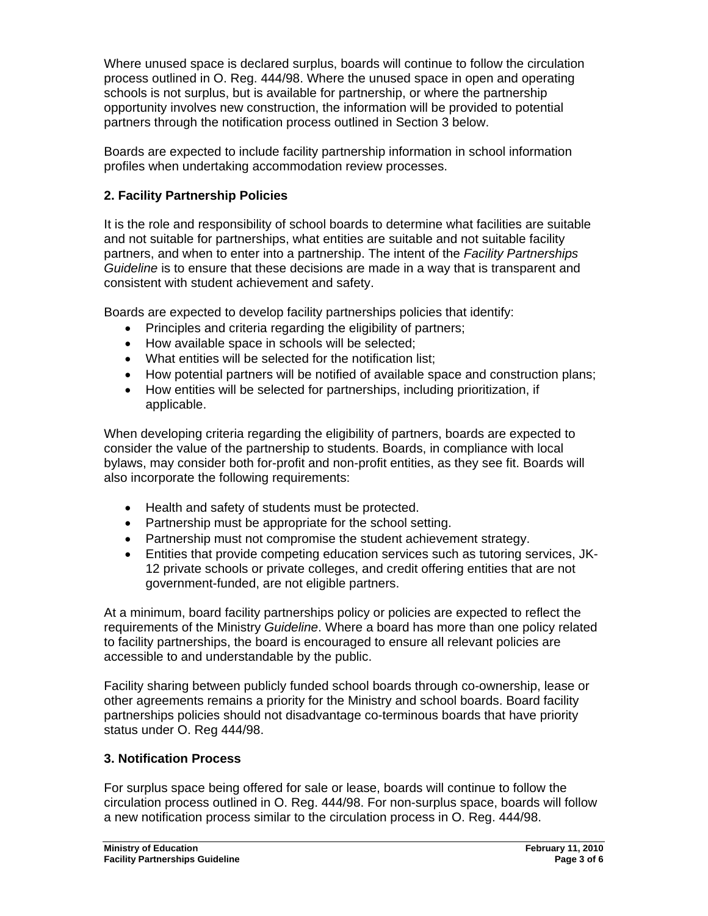Where unused space is declared surplus, boards will continue to follow the circulation process outlined in O. Reg. 444/98. Where the unused space in open and operating schools is not surplus, but is available for partnership, or where the partnership opportunity involves new construction, the information will be provided to potential partners through the notification process outlined in Section 3 below.

Boards are expected to include facility partnership information in school information profiles when undertaking accommodation review processes.

## 2. Facility Partnership Policies

It is the role and responsibility of school boards to determine what facilities are suitable and not suitable for partnerships, what entities are suitable and not suitable facility partners, and when to enter into a partnership. The intent of the *Facility Partnerships Guideline* is to ensure that these decisions are made in a way that is transparent and consistent with student achievement and safety.

Boards are expected to develop facility partnerships policies that identify:

- Principles and criteria regarding the eligibility of partners;
- How available space in schools will be selected;
- What entities will be selected for the notification list;
- How potential partners will be notified of available space and construction plans;
- How entities will be selected for partnerships, including prioritization, if applicable.

When developing criteria regarding the eligibility of partners, boards are expected to consider the value of the partnership to students. Boards, in compliance with local bylaws, may consider both for-profit and non-profit entities, as they see fit. Boards will also incorporate the following requirements:

- Health and safety of students must be protected.
- Partnership must be appropriate for the school setting.
- Partnership must not compromise the student achievement strategy.
- Entities that provide competing education services such as tutoring services, JK-12 private schools or private colleges, and credit offering entities that are not government-funded, are not eligible partners.

At a minimum, board facility partnerships policy or policies are expected to reflect the requirements of the Ministry *Guideline*. Where a board has more than one policy related to facility partnerships, the board is encouraged to ensure all relevant policies are accessible to and understandable by the public.

Facility sharing between publicly funded school boards through co-ownership, lease or other agreements remains a priority for the Ministry and school boards. Board facility partnerships policies should not disadvantage co-terminous boards that have priority status under O. Reg 444/98.

## 3. Notification Process

For surplus space being offered for sale or lease, boards will continue to follow the circulation process outlined in O. Reg. 444/98. For non-surplus space, boards will follow a new notification process similar to the circulation process in O. Reg. 444/98.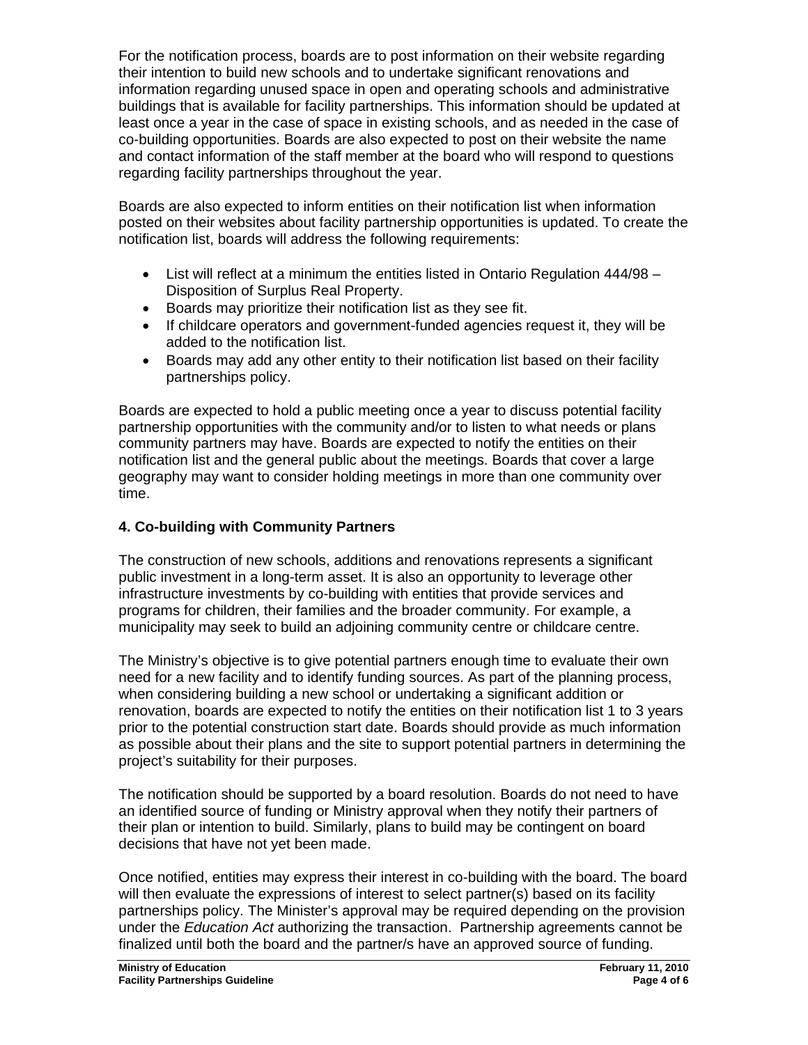For the notification process, boards are to post information on their website regarding their intention to build new schools and to undertake significant renovations and information regarding unused space in open and operating schools and administrative buildings that is available for facility partnerships. This information should be updated at least once a year in the case of space in existing schools, and as needed in the case of co-building opportunities. Boards are also expected to post on their website the name and contact information of the staff member at the board who will respond to questions regarding facility partnerships throughout the year.

Boards are also expected to inform entities on their notification list when information posted on their websites about facility partnership opportunities is updated. To create the notification list, boards will address the following requirements:

- List will reflect at a minimum the entities listed in Ontario Regulation 444/98 – Disposition of Surplus Real Property.
- Boards may prioritize their notification list as they see fit.
- If childcare operators and government-funded agencies request it, they will be added to the notification list.
- Boards may add any other entity to their notification list based on their facility partnerships policy.

Boards are expected to hold a public meeting once a year to discuss potential facility partnership opportunities with the community and/or to listen to what needs or plans community partners may have. Boards are expected to notify the entities on their notification list and the general public about the meetings. Boards that cover a large geography may want to consider holding meetings in more than one community over time.

### 4. Co-building with Community Partners

The construction of new schools, additions and renovations represents a significant public investment in a long-term asset. It is also an opportunity to leverage other infrastructure investments by co-building with entities that provide services and programs for children, their families and the broader community. For example, a municipality may seek to build an adjoining community centre or childcare centre.

The Ministry's objective is to give potential partners enough time to evaluate their own need for a new facility and to identify funding sources. As part of the planning process, when considering building a new school or undertaking a significant addition or renovation, boards are expected to notify the entities on their notification list 1 to 3 years prior to the potential construction start date. Boards should provide as much information as possible about their plans and the site to support potential partners in determining the project's suitability for their purposes.

The notification should be supported by a board resolution. Boards do not need to have an identified source of funding or Ministry approval when they notify their partners of their plan or intention to build. Similarly, plans to build may be contingent on board decisions that have not yet been made.

Once notified, entities may express their interest in co-building with the board. The board will then evaluate the expressions of interest to select partner(s) based on its facility partnerships policy. The Minister's approval may be required depending on the provision under the *Education Act* authorizing the transaction. Partnership agreements cannot be finalized until both the board and the partner/s have an approved source of funding.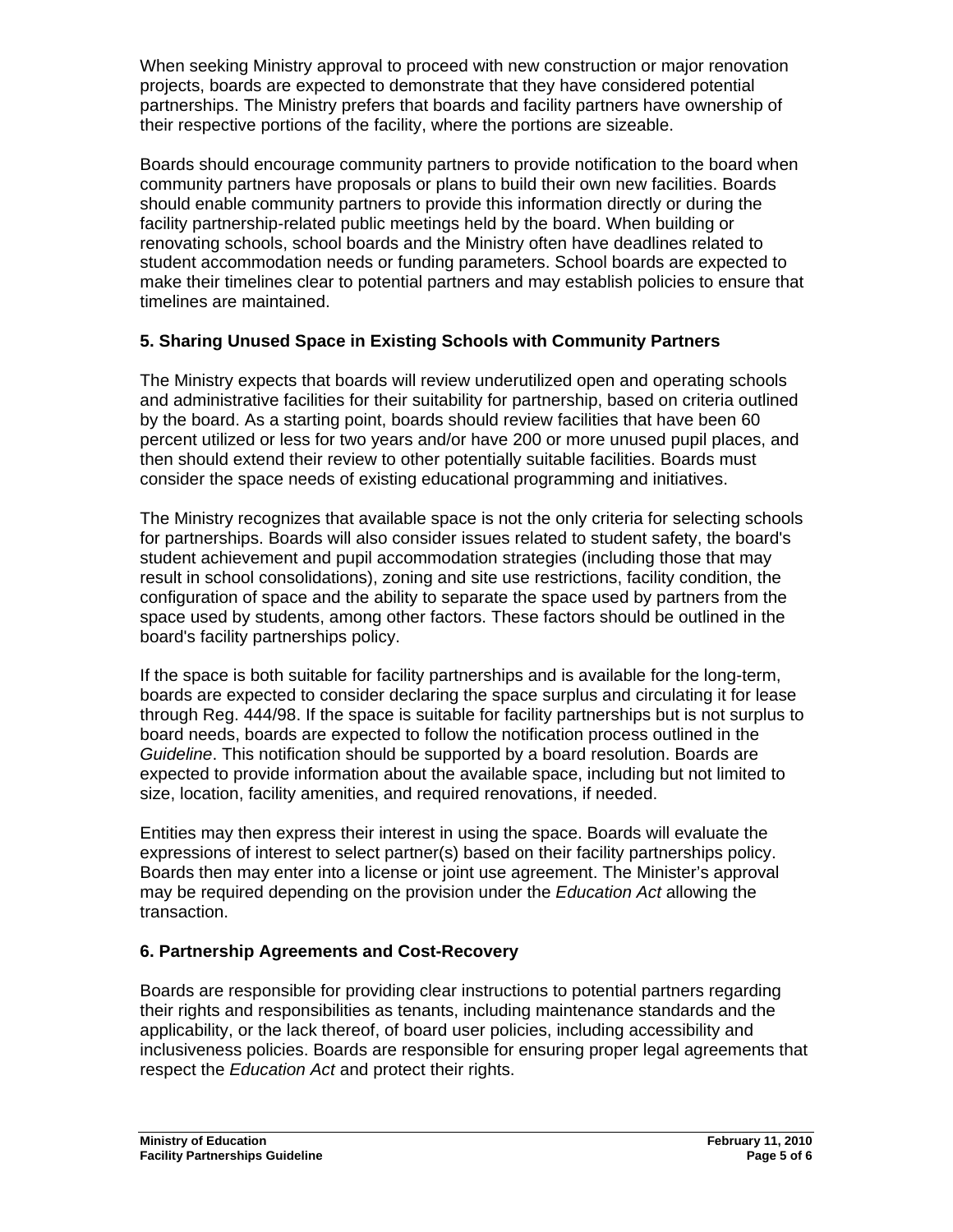When seeking Ministry approval to proceed with new construction or major renovation projects, boards are expected to demonstrate that they have considered potential partnerships. The Ministry prefers that boards and facility partners have ownership of their respective portions of the facility, where the portions are sizeable.

Boards should encourage community partners to provide notification to the board when community partners have proposals or plans to build their own new facilities. Boards should enable community partners to provide this information directly or during the facility partnership-related public meetings held by the board. When building or renovating schools, school boards and the Ministry often have deadlines related to student accommodation needs or funding parameters. School boards are expected to make their timelines clear to potential partners and may establish policies to ensure that timelines are maintained.

## 5. Sharing Unused Space in Existing Schools with Community Partners

The Ministry expects that boards will review underutilized open and operating schools and administrative facilities for their suitability for partnership, based on criteria outlined by the board. As a starting point, boards should review facilities that have been 60 percent utilized or less for two years and/or have 200 or more unused pupil places, and then should extend their review to other potentially suitable facilities. Boards must consider the space needs of existing educational programming and initiatives.

The Ministry recognizes that available space is not the only criteria for selecting schools for partnerships. Boards will also consider issues related to student safety, the board's student achievement and pupil accommodation strategies (including those that may result in school consolidations), zoning and site use restrictions, facility condition, the configuration of space and the ability to separate the space used by partners from the space used by students, among other factors. These factors should be outlined in the board's facility partnerships policy.

If the space is both suitable for facility partnerships and is available for the long-term, boards are expected to consider declaring the space surplus and circulating it for lease through Reg. 444/98. If the space is suitable for facility partnerships but is not surplus to board needs, boards are expected to follow the notification process outlined in the *Guideline*. This notification should be supported by a board resolution. Boards are expected to provide information about the available space, including but not limited to size, location, facility amenities, and required renovations, if needed.

Entities may then express their interest in using the space. Boards will evaluate the expressions of interest to select partner(s) based on their facility partnerships policy. Boards then may enter into a license or joint use agreement. The Minister's approval may be required depending on the provision under the *Education Act* allowing the transaction.

## 6. Partnership Agreements and Cost-Recovery

Boards are responsible for providing clear instructions to potential partners regarding their rights and responsibilities as tenants, including maintenance standards and the applicability, or the lack thereof, of board user policies, including accessibility and inclusiveness policies. Boards are responsible for ensuring proper legal agreements that respect the *Education Act* and protect their rights.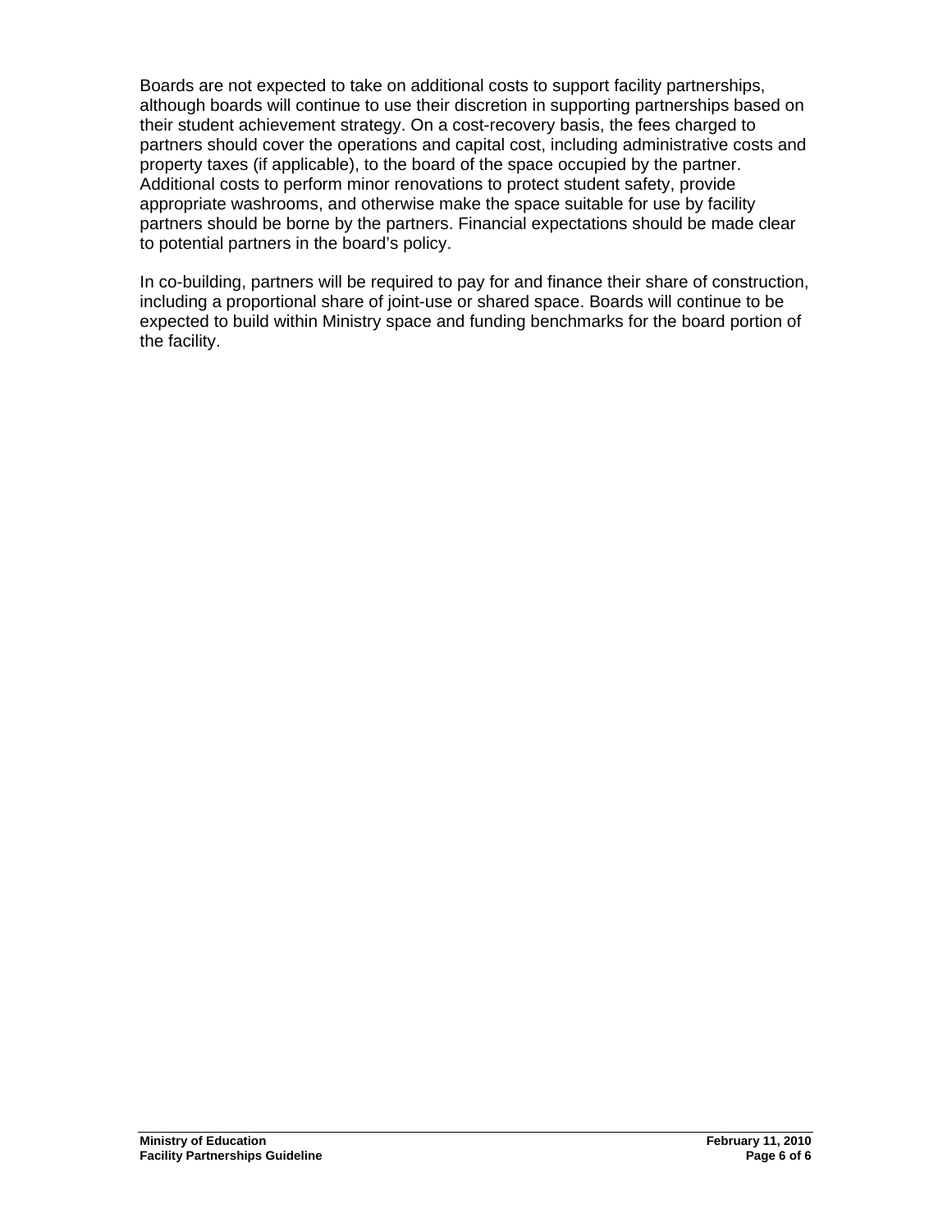Boards are not expected to take on additional costs to support facility partnerships, although boards will continue to use their discretion in supporting partnerships based on their student achievement strategy. On a cost-recovery basis, the fees charged to partners should cover the operations and capital cost, including administrative costs and property taxes (if applicable), to the board of the space occupied by the partner. Additional costs to perform minor renovations to protect student safety, provide appropriate washrooms, and otherwise make the space suitable for use by facility partners should be borne by the partners. Financial expectations should be made clear to potential partners in the board's policy.

In co-building, partners will be required to pay for and finance their share of construction, including a proportional share of joint-use or shared space. Boards will continue to be expected to build within Ministry space and funding benchmarks for the board portion of the facility.